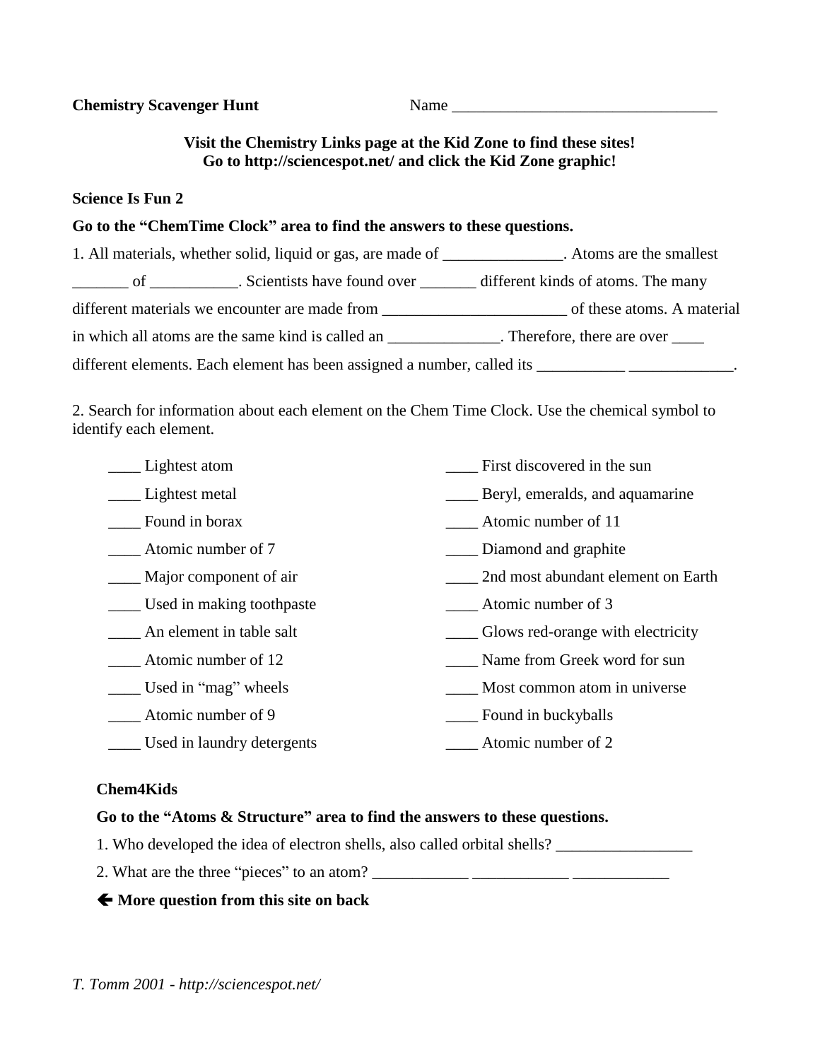**Chemistry Scavenger Hunt** Name ________________________________

**Visit the Chemistry Links page at the Kid Zone to find these sites!**
**Go to http://sciencespot.net/ and click the Kid Zone graphic!**

**Science Is Fun 2**

**Go to the "ChemTime Clock" area to find the answers to these questions.**

1. All materials, whether solid, liquid or gas, are made of _______________. Atoms are the smallest _______ of ___________. Scientists have found over _______ different kinds of atoms. The many different materials we encounter are made from ______________________ of these atoms. A material in which all atoms are the same kind is called an ______________. Therefore, there are over ____ different elements. Each element has been assigned a number, called its ___________ _____________.

2. Search for information about each element on the Chem Time Clock. Use the chemical symbol to identify each element.

____ Lightest atom

____ Lightest metal

____ Found in borax

____ Atomic number of 7

____ Major component of air

____ Used in making toothpaste

____ An element in table salt

____ Atomic number of 12

____ Used in "mag" wheels

____ Atomic number of 9

____ Used in laundry detergents

____ First discovered in the sun

____ Beryl, emeralds, and aquamarine

____ Atomic number of 11

____ Diamond and graphite

____ 2nd most abundant element on Earth

____ Atomic number of 3

____ Glows red-orange with electricity

____ Name from Greek word for sun

____ Most common atom in universe

____ Found in buckyballs

____ Atomic number of 2

**Chem4Kids**

**Go to the "Atoms & Structure" area to find the answers to these questions.**

1. Who developed the idea of electron shells, also called orbital shells? _________________

2. What are the three "pieces" to an atom? ____________ ____________ ____________

**🡸 More question from this site on back**

*T. Tomm 2001 - http://sciencespot.net/*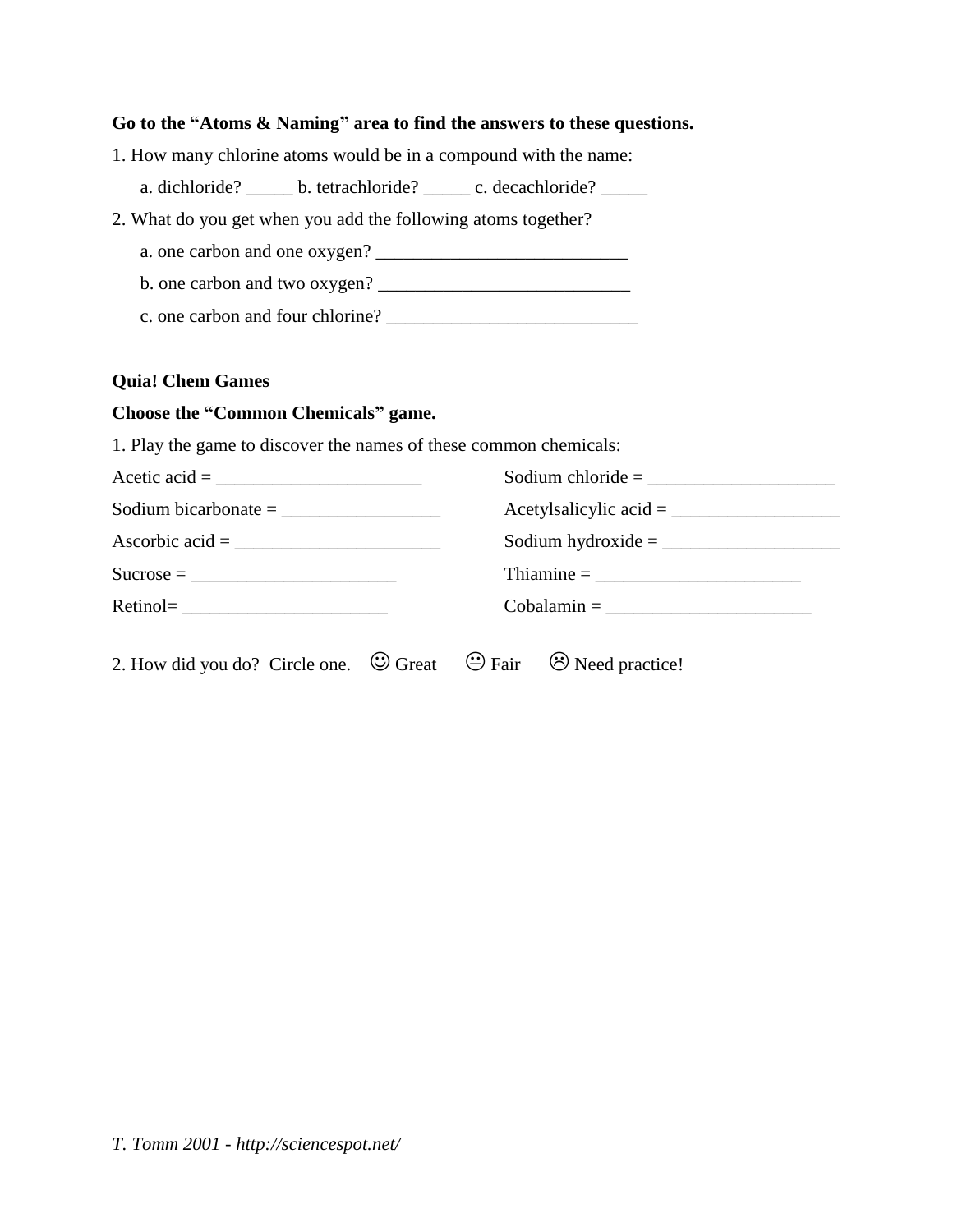**Go to the "Atoms & Naming" area to find the answers to these questions.**

1. How many chlorine atoms would be in a compound with the name:

   a. dichloride? _____ b. tetrachloride? _____ c. decachloride? _____

2. What do you get when you add the following atoms together?

   a. one carbon and one oxygen? ___________________________

   b. one carbon and two oxygen? ___________________________

   c. one carbon and four chlorine? ___________________________

**Quia! Chem Games**

**Choose the "Common Chemicals" game.**

1. Play the game to discover the names of these common chemicals:

Acetic acid = ______________________

Sodium bicarbonate = _________________

Ascorbic acid = ______________________

Sucrose = ______________________

Retinol= ______________________

Sodium chloride = ____________________

Acetylsalicylic acid = __________________

Sodium hydroxide = ___________________

Thiamine = ______________________

Cobalamin = ______________________

2. How did you do? Circle one. ☺ Great 😐 Fair ☹ Need practice!

*T. Tomm 2001 - http://sciencespot.net/*